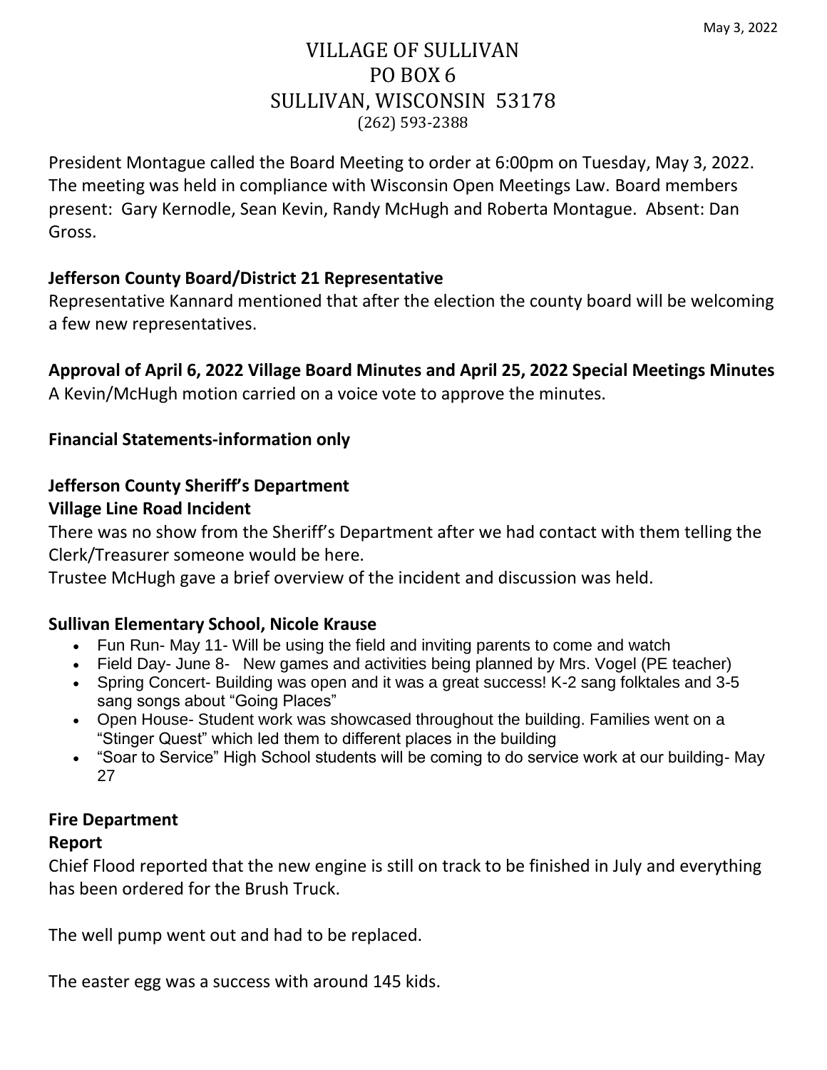May 3, 2022

# VILLAGE OF SULLIVAN
# PO BOX 6
# SULLIVAN, WISCONSIN 53178
(262) 593-2388

President Montague called the Board Meeting to order at 6:00pm on Tuesday, May 3, 2022. The meeting was held in compliance with Wisconsin Open Meetings Law. Board members present: Gary Kernodle, Sean Kevin, Randy McHugh and Roberta Montague. Absent: Dan Gross.

**Jefferson County Board/District 21 Representative**

Representative Kannard mentioned that after the election the county board will be welcoming a few new representatives.

**Approval of April 6, 2022 Village Board Minutes and April 25, 2022 Special Meetings Minutes**

A Kevin/McHugh motion carried on a voice vote to approve the minutes.

**Financial Statements-information only**

**Jefferson County Sheriff's Department**

**Village Line Road Incident**

There was no show from the Sheriff's Department after we had contact with them telling the Clerk/Treasurer someone would be here.

Trustee McHugh gave a brief overview of the incident and discussion was held.

**Sullivan Elementary School, Nicole Krause**

- Fun Run- May 11- Will be using the field and inviting parents to come and watch
- Field Day- June 8- New games and activities being planned by Mrs. Vogel (PE teacher)
- Spring Concert- Building was open and it was a great success! K-2 sang folktales and 3-5 sang songs about "Going Places"
- Open House- Student work was showcased throughout the building. Families went on a "Stinger Quest" which led them to different places in the building
- "Soar to Service" High School students will be coming to do service work at our building- May 27

**Fire Department**

**Report**

Chief Flood reported that the new engine is still on track to be finished in July and everything has been ordered for the Brush Truck.

The well pump went out and had to be replaced.

The easter egg was a success with around 145 kids.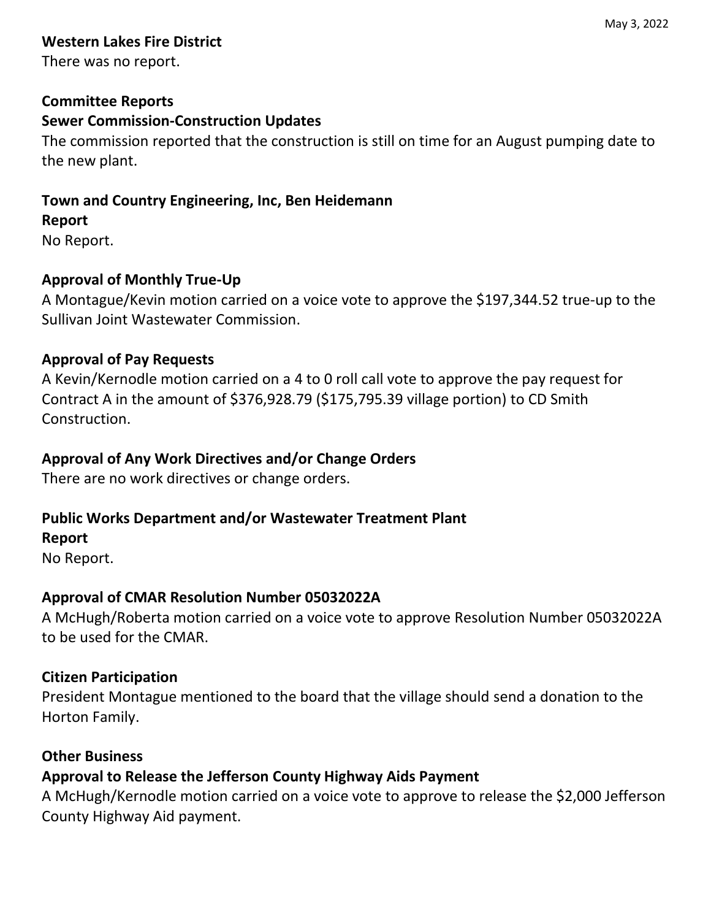**Western Lakes Fire District**
There was no report.

**Committee Reports**
**Sewer Commission-Construction Updates**
The commission reported that the construction is still on time for an August pumping date to the new plant.

**Town and Country Engineering, Inc, Ben Heidemann**
**Report**
No Report.

**Approval of Monthly True-Up**
A Montague/Kevin motion carried on a voice vote to approve the $197,344.52 true-up to the Sullivan Joint Wastewater Commission.

**Approval of Pay Requests**
A Kevin/Kernodle motion carried on a 4 to 0 roll call vote to approve the pay request for Contract A in the amount of $376,928.79 ($175,795.39 village portion) to CD Smith Construction.

**Approval of Any Work Directives and/or Change Orders**
There are no work directives or change orders.

**Public Works Department and/or Wastewater Treatment Plant**
**Report**
No Report.

**Approval of CMAR Resolution Number 05032022A**
A McHugh/Roberta motion carried on a voice vote to approve Resolution Number 05032022A to be used for the CMAR.

**Citizen Participation**
President Montague mentioned to the board that the village should send a donation to the Horton Family.

**Other Business**
**Approval to Release the Jefferson County Highway Aids Payment**
A McHugh/Kernodle motion carried on a voice vote to approve to release the $2,000 Jefferson County Highway Aid payment.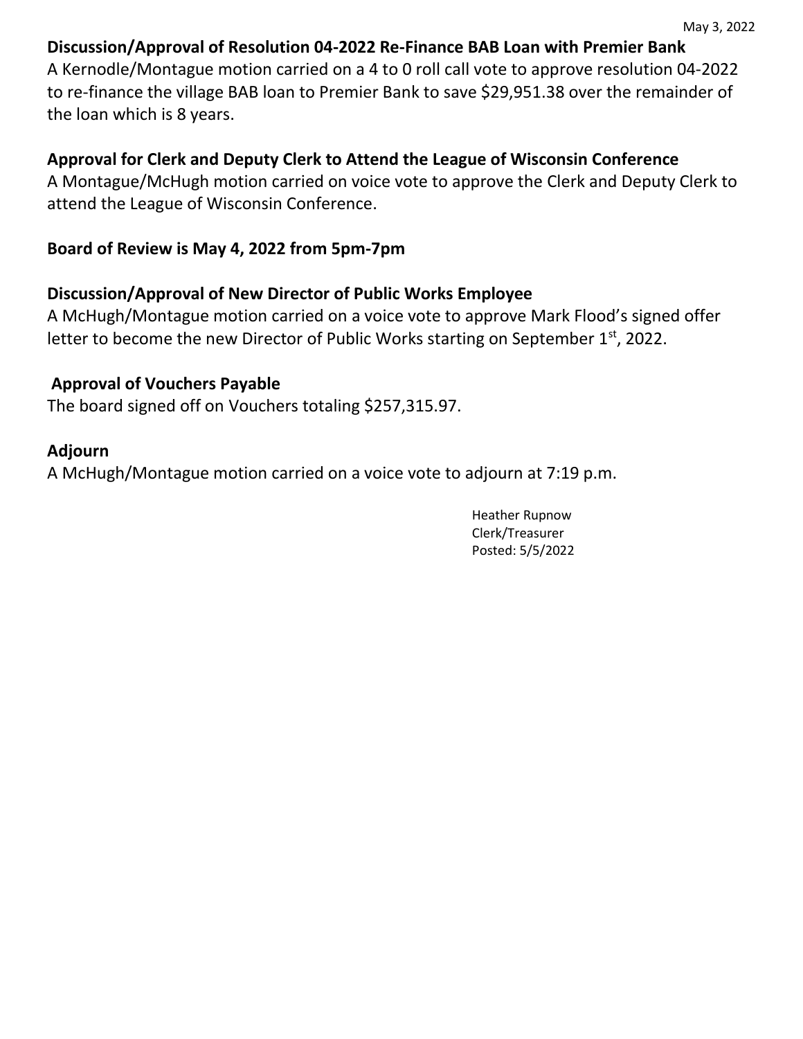**Discussion/Approval of Resolution 04-2022 Re-Finance BAB Loan with Premier Bank**

A Kernodle/Montague motion carried on a 4 to 0 roll call vote to approve resolution 04-2022 to re-finance the village BAB loan to Premier Bank to save $29,951.38 over the remainder of the loan which is 8 years.

**Approval for Clerk and Deputy Clerk to Attend the League of Wisconsin Conference**

A Montague/McHugh motion carried on voice vote to approve the Clerk and Deputy Clerk to attend the League of Wisconsin Conference.

**Board of Review is May 4, 2022 from 5pm-7pm**

**Discussion/Approval of New Director of Public Works Employee**

A McHugh/Montague motion carried on a voice vote to approve Mark Flood's signed offer letter to become the new Director of Public Works starting on September 1st, 2022.

**Approval of Vouchers Payable**

The board signed off on Vouchers totaling $257,315.97.

**Adjourn**

A McHugh/Montague motion carried on a voice vote to adjourn at 7:19 p.m.

Heather Rupnow
Clerk/Treasurer
Posted: 5/5/2022